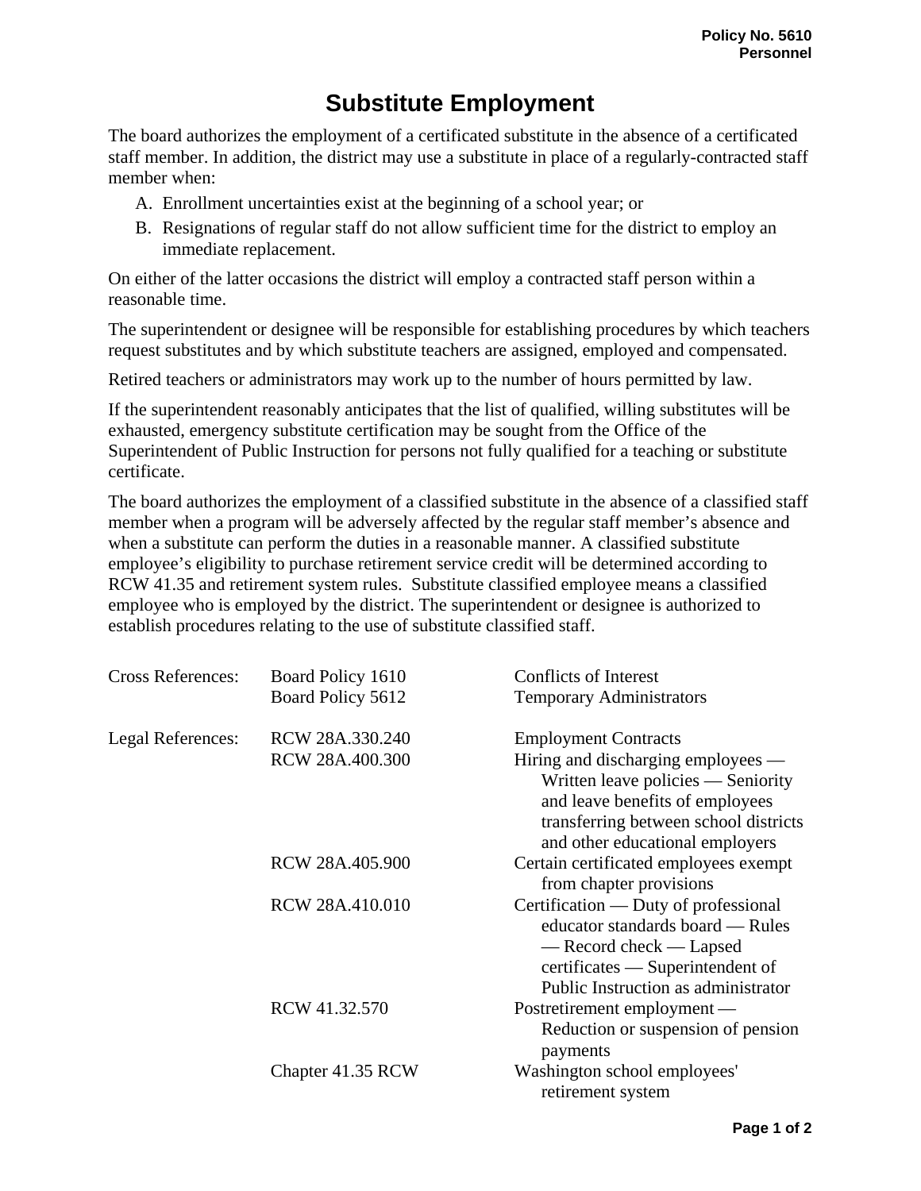Policy No. 5610
Personnel

# Substitute Employment

The board authorizes the employment of a certificated substitute in the absence of a certificated staff member. In addition, the district may use a substitute in place of a regularly-contracted staff member when:

A. Enrollment uncertainties exist at the beginning of a school year; or
B. Resignations of regular staff do not allow sufficient time for the district to employ an immediate replacement.

On either of the latter occasions the district will employ a contracted staff person within a reasonable time.

The superintendent or designee will be responsible for establishing procedures by which teachers request substitutes and by which substitute teachers are assigned, employed and compensated.

Retired teachers or administrators may work up to the number of hours permitted by law.

If the superintendent reasonably anticipates that the list of qualified, willing substitutes will be exhausted, emergency substitute certification may be sought from the Office of the Superintendent of Public Instruction for persons not fully qualified for a teaching or substitute certificate.

The board authorizes the employment of a classified substitute in the absence of a classified staff member when a program will be adversely affected by the regular staff member's absence and when a substitute can perform the duties in a reasonable manner. A classified substitute employee's eligibility to purchase retirement service credit will be determined according to RCW 41.35 and retirement system rules. Substitute classified employee means a classified employee who is employed by the district. The superintendent or designee is authorized to establish procedures relating to the use of substitute classified staff.

| | | |
|---|---|---|
| Cross References: | Board Policy 1610 | Conflicts of Interest |
| | Board Policy 5612 | Temporary Administrators |
| Legal References: | RCW 28A.330.240 | Employment Contracts |
| | RCW 28A.400.300 | Hiring and discharging employees — Written leave policies — Seniority and leave benefits of employees transferring between school districts and other educational employers |
| | RCW 28A.405.900 | Certain certificated employees exempt from chapter provisions |
| | RCW 28A.410.010 | Certification — Duty of professional educator standards board — Rules — Record check — Lapsed certificates — Superintendent of Public Instruction as administrator |
| | RCW 41.32.570 | Postretirement employment — Reduction or suspension of pension payments |
| | Chapter 41.35 RCW | Washington school employees' retirement system |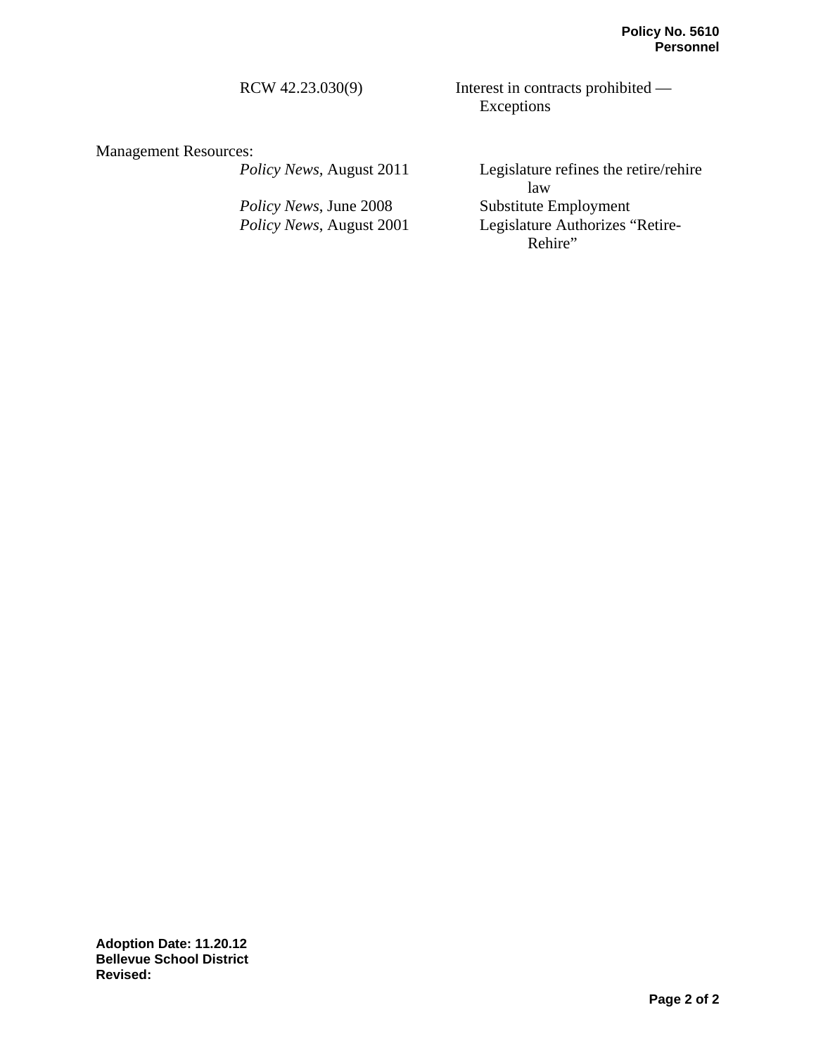| | |
|---|---|
| RCW 42.23.030(9) | Interest in contracts prohibited — Exceptions |

Management Resources:

| | |
|---|---|
| *Policy News*, August 2011 | Legislature refines the retire/rehire law |
| *Policy News*, June 2008 | Substitute Employment |
| *Policy News*, August 2001 | Legislature Authorizes "Retire-Rehire" |

**Adoption Date: 11.20.12**
**Bellevue School District**
**Revised:**